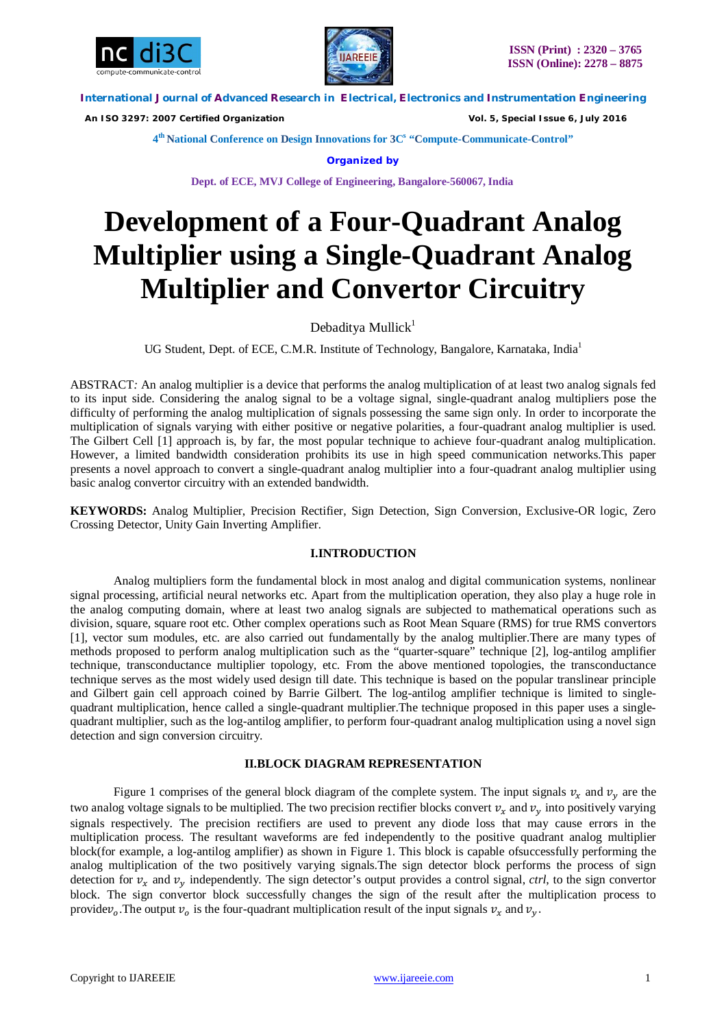# Development of a Four-Quadrant Analog Multiplier using a Single-Quadrant Analog Multiplier and Convertor Circuitry

Debaditya Mullick[1]

UG Student, Dept. of ECE, C.M.R. Institute of Technology, Bangalore, Karnataka, India[1]

ABSTRACT*:* An analog multiplier is a device that performs the analog multiplication of at least two analog signals fed to its input side. Considering the analog signal to be a voltage signal, single-quadrant analog multipliers pose the difficulty of performing the analog multiplication of signals possessing the same sign only. In order to incorporate the multiplication of signals varying with either positive or negative polarities, a four-quadrant analog multiplier is used. The Gilbert Cell [1] approach is, by far, the most popular technique to achieve four-quadrant analog multiplication. However, a limited bandwidth consideration prohibits its use in high speed communication networks.This paper presents a novel approach to convert a single-quadrant analog multiplier into a four-quadrant analog multiplier using basic analog convertor circuitry with an extended bandwidth.

**KEYWORDS:** Analog Multiplier, Precision Rectifier, Sign Detection, Sign Conversion, Exclusive-OR logic, Zero Crossing Detector, Unity Gain Inverting Amplifier.

## I.INTRODUCTION

Analog multipliers form the fundamental block in most analog and digital communication systems, nonlinear signal processing, artificial neural networks etc. Apart from the multiplication operation, they also play a huge role in the analog computing domain, where at least two analog signals are subjected to mathematical operations such as division, square, square root etc. Other complex operations such as Root Mean Square (RMS) for true RMS convertors [1], vector sum modules, etc. are also carried out fundamentally by the analog multiplier.There are many types of methods proposed to perform analog multiplication such as the "quarter-square" technique [2], log-antilog amplifier technique, transconductance multiplier topology, etc. From the above mentioned topologies, the transconductance technique serves as the most widely used design till date. This technique is based on the popular translinear principle and Gilbert gain cell approach coined by Barrie Gilbert. The log-antilog amplifier technique is limited to single-quadrant multiplication, hence called a single-quadrant multiplier.The technique proposed in this paper uses a single-quadrant multiplier, such as the log-antilog amplifier, to perform four-quadrant analog multiplication using a novel sign detection and sign conversion circuitry.

## II.BLOCK DIAGRAM REPRESENTATION

Figure 1 comprises of the general block diagram of the complete system. The input signals $v_x$ and $v_y$ are the two analog voltage signals to be multiplied. The two precision rectifier blocks convert $v_x$ and $v_y$ into positively varying signals respectively. The precision rectifiers are used to prevent any diode loss that may cause errors in the multiplication process. The resultant waveforms are fed independently to the positive quadrant analog multiplier block(for example, a log-antilog amplifier) as shown in Figure 1. This block is capable ofsuccessfully performing the analog multiplication of the two positively varying signals.The sign detector block performs the process of sign detection for $v_x$ and $v_y$ independently. The sign detector's output provides a control signal, *ctrl*, to the sign convertor block. The sign convertor block successfully changes the sign of the result after the multiplication process to provide$v_o$.The output $v_o$ is the four-quadrant multiplication result of the input signals $v_x$ and $v_y$.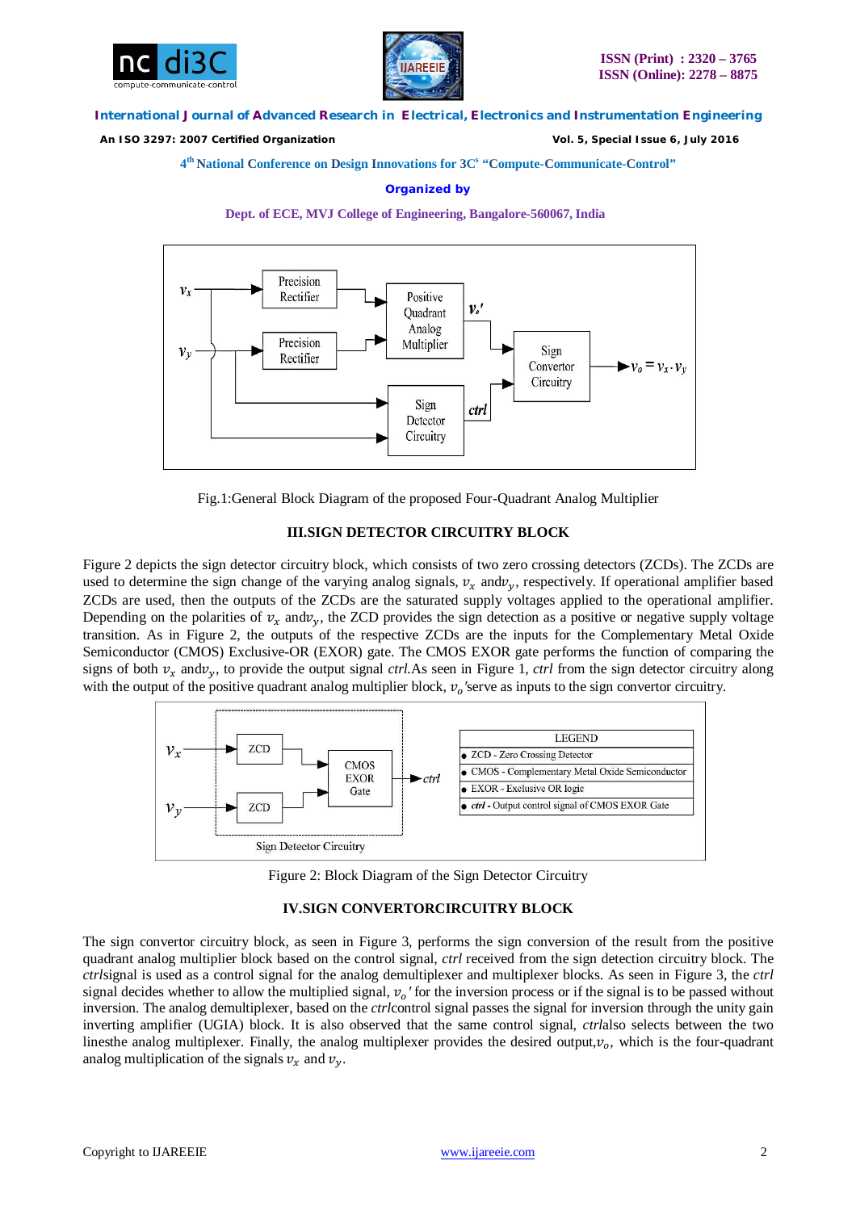Fig.1:General Block Diagram of the proposed Four-Quadrant Analog Multiplier

## III.SIGN DETECTOR CIRCUITRY BLOCK

Figure 2 depicts the sign detector circuitry block, which consists of two zero crossing detectors (ZCDs). The ZCDs are used to determine the sign change of the varying analog signals, $v_x$ and$v_y$, respectively. If operational amplifier based ZCDs are used, then the outputs of the ZCDs are the saturated supply voltages applied to the operational amplifier. Depending on the polarities of $v_x$ and$v_y$, the ZCD provides the sign detection as a positive or negative supply voltage transition. As in Figure 2, the outputs of the respective ZCDs are the inputs for the Complementary Metal Oxide Semiconductor (CMOS) Exclusive-OR (EXOR) gate. The CMOS EXOR gate performs the function of comparing the signs of both $v_x$ and$v_y$, to provide the output signal *ctrl*.As seen in Figure 1, *ctrl* from the sign detector circuitry along with the output of the positive quadrant analog multiplier block, $v_o{}'$serve as inputs to the sign convertor circuitry.

Figure 2: Block Diagram of the Sign Detector Circuitry

## IV.SIGN CONVERTORCIRCUITRY BLOCK

The sign convertor circuitry block, as seen in Figure 3, performs the sign conversion of the result from the positive quadrant analog multiplier block based on the control signal, *ctrl* received from the sign detection circuitry block. The *ctrl*signal is used as a control signal for the analog demultiplexer and multiplexer blocks. As seen in Figure 3, the *ctrl* signal decides whether to allow the multiplied signal, $v_o{}'$ for the inversion process or if the signal is to be passed without inversion. The analog demultiplexer, based on the *ctrl*control signal passes the signal for inversion through the unity gain inverting amplifier (UGIA) block. It is also observed that the same control signal, *ctrl*also selects between the two linesthe analog multiplexer. Finally, the analog multiplexer provides the desired output,$v_o$, which is the four-quadrant analog multiplication of the signals $v_x$ and $v_y$.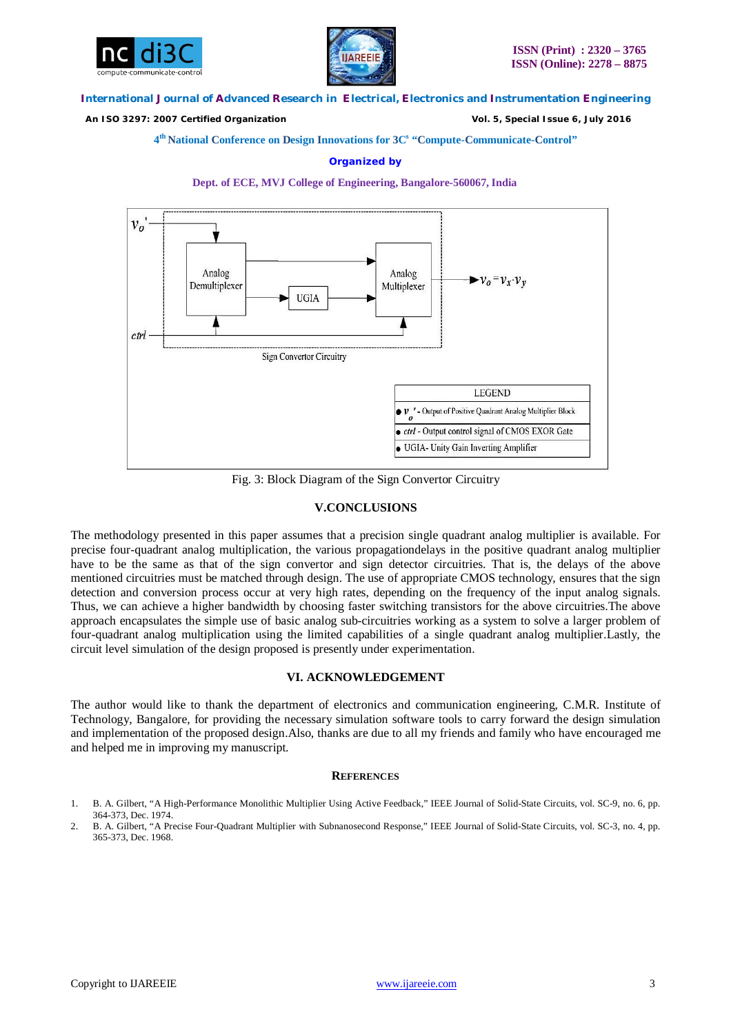$v_o'$

Analog Demultiplexer

UGIA

Analog Multiplier

$v_o = v_x \cdot v_y$

ctrl

Sign Convertor Circuitry

LEGEND

- $v_o'$ - Output of Positive Quadrant Analog Multiplier Block
- *ctrl* - Output control signal of CMOS EXOR Gate
- UGIA- Unity Gain Inverting Amplifier

Fig. 3: Block Diagram of the Sign Convertor Circuitry

## V.CONCLUSIONS

The methodology presented in this paper assumes that a precision single quadrant analog multiplier is available. For precise four-quadrant analog multiplication, the various propagationdelays in the positive quadrant analog multiplier have to be the same as that of the sign convertor and sign detector circuitries. That is, the delays of the above mentioned circuitries must be matched through design. The use of appropriate CMOS technology, ensures that the sign detection and conversion process occur at very high rates, depending on the frequency of the input analog signals. Thus, we can achieve a higher bandwidth by choosing faster switching transistors for the above circuitries.The above approach encapsulates the simple use of basic analog sub-circuitries working as a system to solve a larger problem of four-quadrant analog multiplication using the limited capabilities of a single quadrant analog multiplier.Lastly, the circuit level simulation of the design proposed is presently under experimentation.

## VI. ACKNOWLEDGEMENT

The author would like to thank the department of electronics and communication engineering, C.M.R. Institute of Technology, Bangalore, for providing the necessary simulation software tools to carry forward the design simulation and implementation of the proposed design.Also, thanks are due to all my friends and family who have encouraged me and helped me in improving my manuscript.

## REFERENCES

1. B. A. Gilbert, "A High-Performance Monolithic Multiplier Using Active Feedback," IEEE Journal of Solid-State Circuits, vol. SC-9, no. 6, pp. 364-373, Dec. 1974.
2. B. A. Gilbert, "A Precise Four-Quadrant Multiplier with Subnanosecond Response," IEEE Journal of Solid-State Circuits, vol. SC-3, no. 4, pp. 365-373, Dec. 1968.